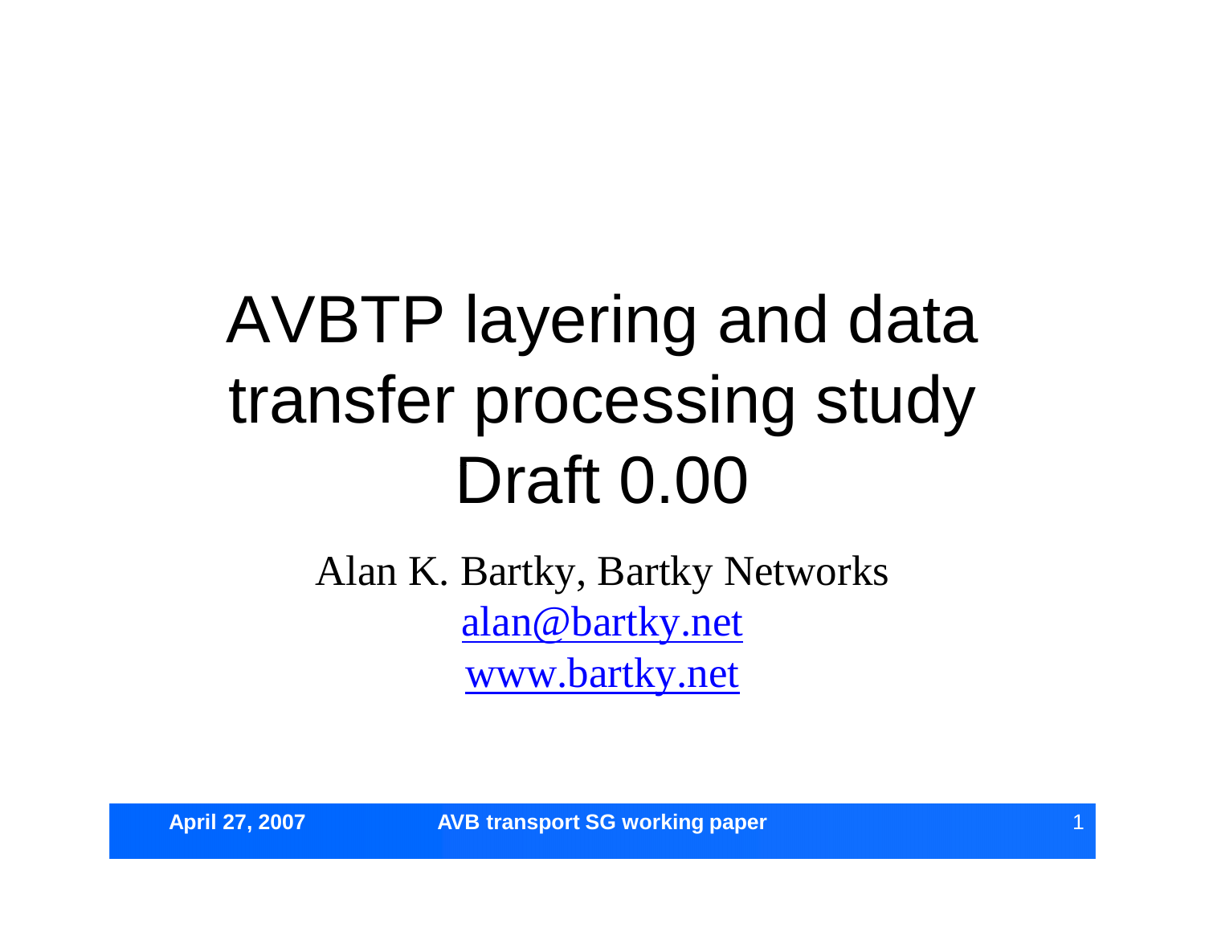# AVBTP layering and data transfer processing study Draft 0.00

Alan K. Bartky, Bartky Networks

[alan@bartky.net](mailto:alan@bartky.net)

[www.bartky.net](http://www.bartky.net)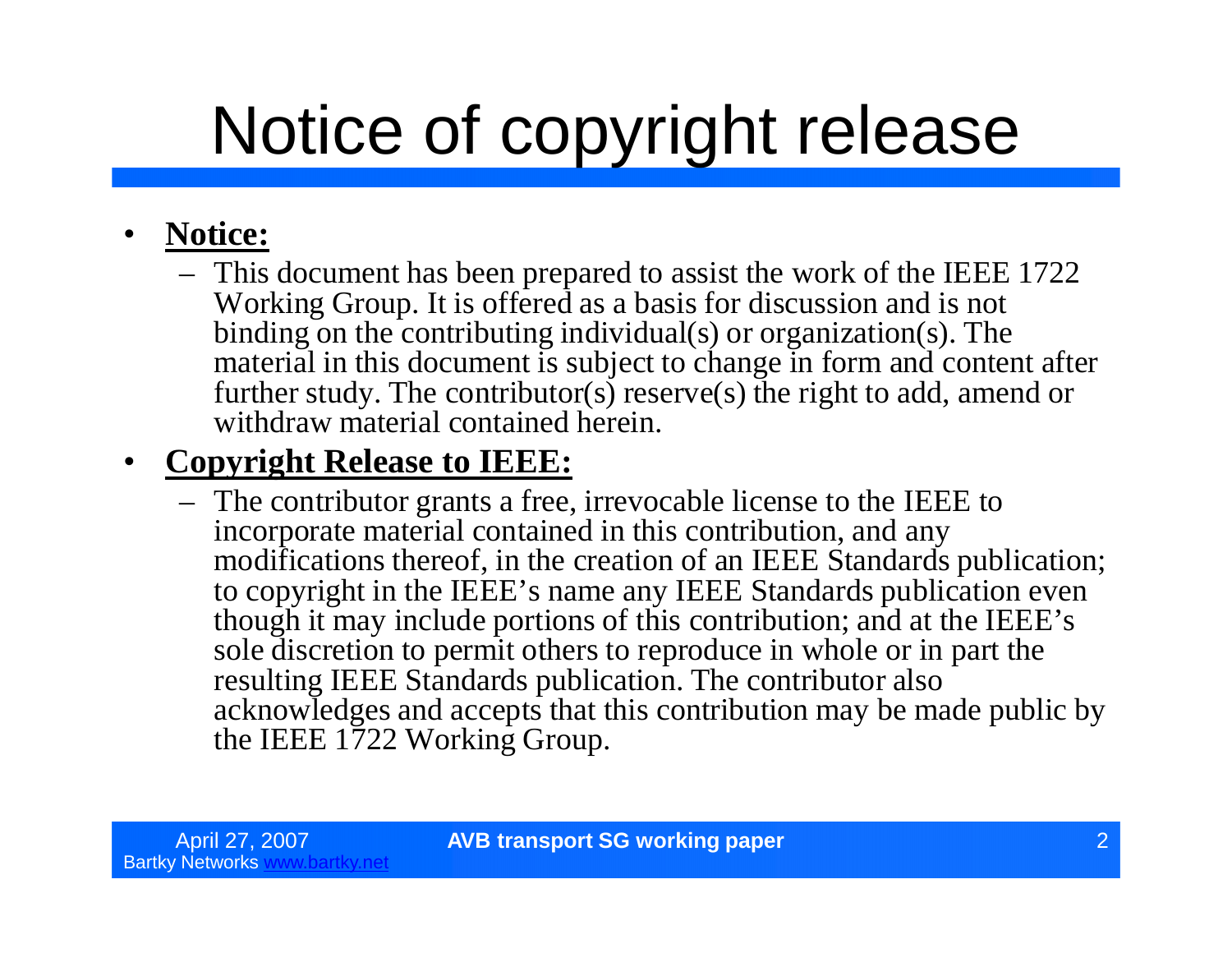# Notice of copyright release

- **Notice:**
  - This document has been prepared to assist the work of the IEEE 1722 Working Group. It is offered as a basis for discussion and is not binding on the contributing individual(s) or organization(s). The material in this document is subject to change in form and content after further study. The contributor(s) reserve(s) the right to add, amend or withdraw material contained herein.
- **Copyright Release to IEEE:**
  - The contributor grants a free, irrevocable license to the IEEE to incorporate material contained in this contribution, and any modifications thereof, in the creation of an IEEE Standards publication; to copyright in the IEEE's name any IEEE Standards publication even though it may include portions of this contribution; and at the IEEE's sole discretion to permit others to reproduce in whole or in part the resulting IEEE Standards publication. The contributor also acknowledges and accepts that this contribution may be made public by the IEEE 1722 Working Group.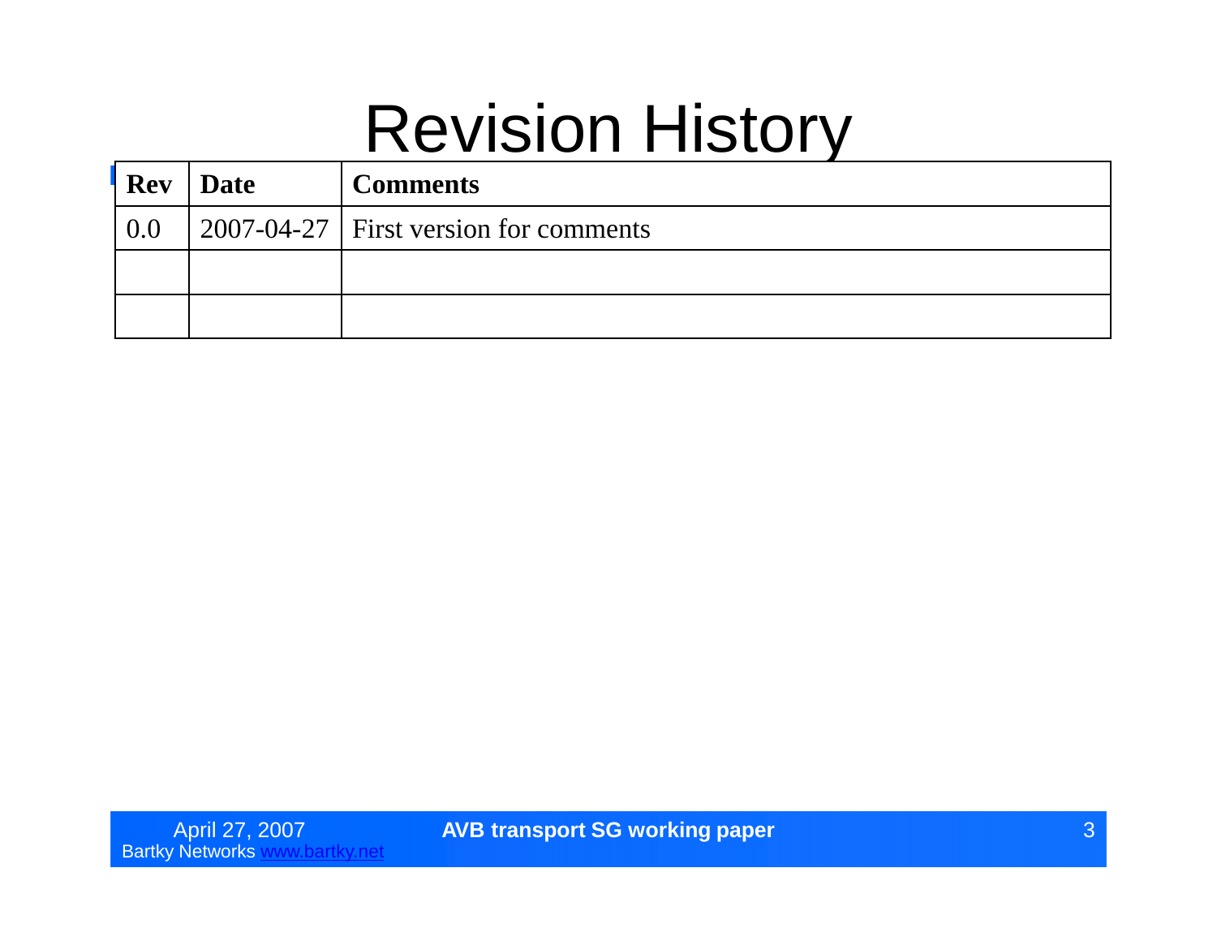# Revision History

| Rev | Date | Comments |
|---|---|---|
| 0.0 | 2007-04-27 | First version for comments |
| | | |
| | | |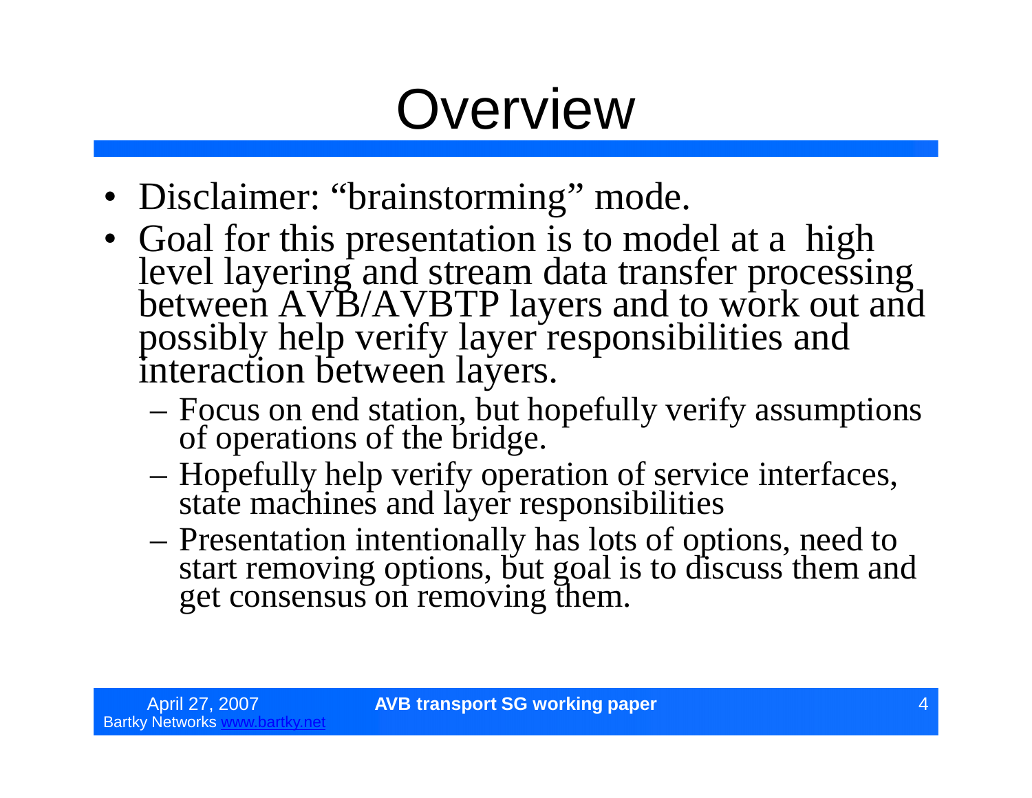# Overview

- Disclaimer: "brainstorming" mode.
- Goal for this presentation is to model at a high level layering and stream data transfer processing between AVB/AVBTP layers and to work out and possibly help verify layer responsibilities and interaction between layers.
  - Focus on end station, but hopefully verify assumptions of operations of the bridge.
  - Hopefully help verify operation of service interfaces, state machines and layer responsibilities
  - Presentation intentionally has lots of options, need to start removing options, but goal is to discuss them and get consensus on removing them.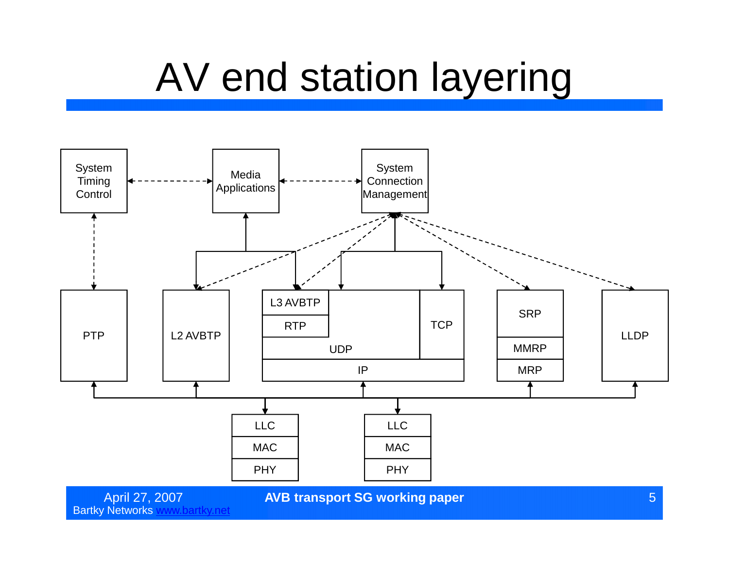# AV end station layering

System Timing Control

Media Applications

System Connection Management

PTP

L2 AVBTP

L3 AVBTP

RTP

UDP

TCP

IP

SRP

MMRP

MRP

LLDP

LLC

MAC

PHY

LLC

MAC

PHY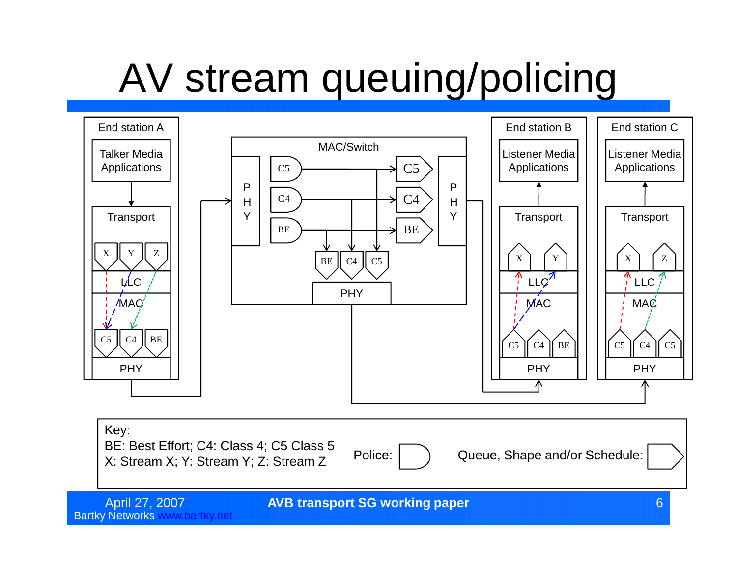# AV stream queuing/policing

End station A

Talker Media Applications

Transport

X Y Z

LLC

MAC

C5 C4 BE

PHY

MAC/Switch

P H Y

C5 C4 BE

C5 C4 BE

BE C4 C5

PHY

P H Y

End station B

Listener Media Applications

Transport

X Y

LLC

MAC

C5 C4 BE

PHY

End station C

Listener Media Applications

Transport

X Z

LLC

MAC

C5 C4 C5

PHY

Key:
BE: Best Effort; C4: Class 4; C5 Class 5
X: Stream X; Y: Stream Y; Z: Stream Z

Police:

Queue, Shape and/or Schedule:

April 27, 2007
Bartky Networks www.bartky.net

AVB transport SG working paper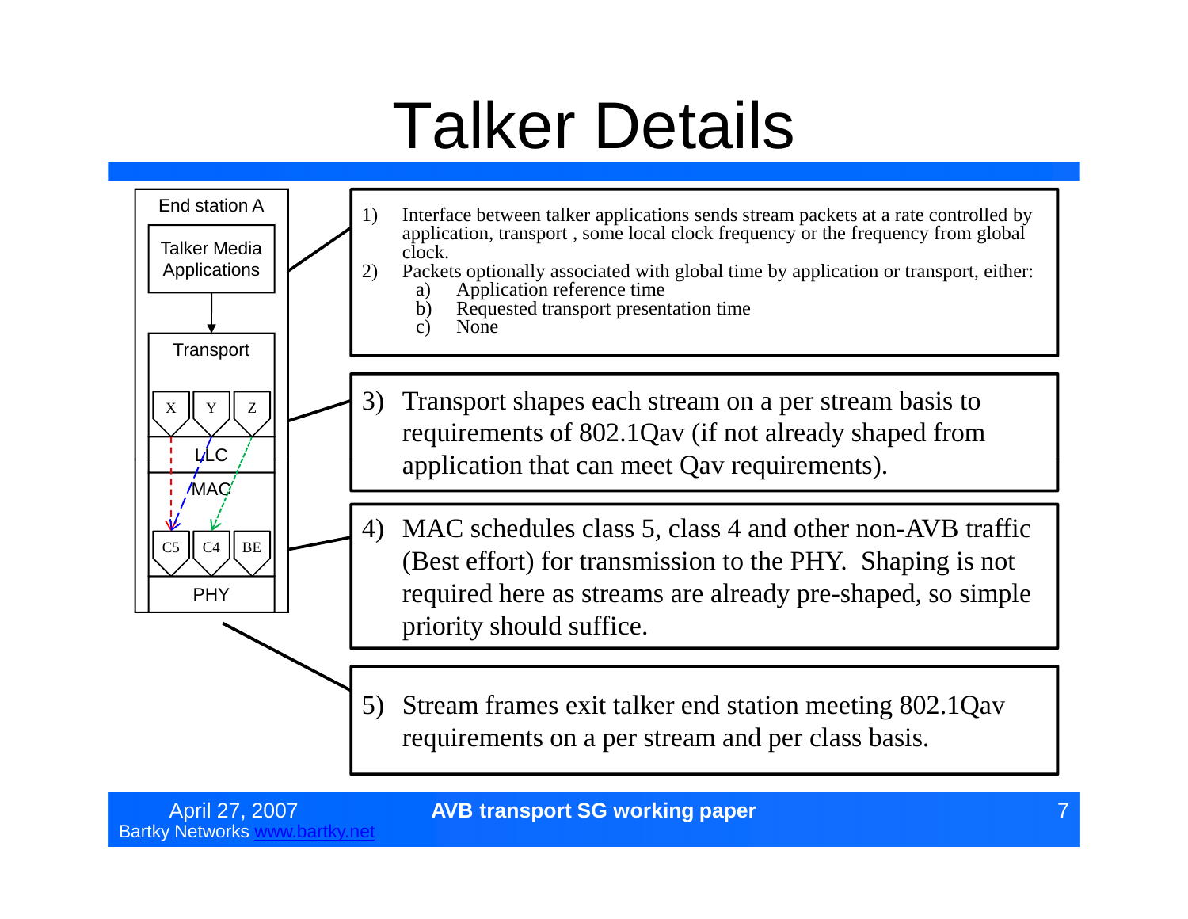# Talker Details

End station A

Talker Media Applications

Transport

X Y Z

LLC

MAC

C5 C4 BE

PHY

1) Interface between talker applications sends stream packets at a rate controlled by application, transport , some local clock frequency or the frequency from global clock.
2) Packets optionally associated with global time by application or transport, either:
   a) Application reference time
   b) Requested transport presentation time
   c) None

3) Transport shapes each stream on a per stream basis to requirements of 802.1Qav (if not already shaped from application that can meet Qav requirements).

4) MAC schedules class 5, class 4 and other non-AVB traffic (Best effort) for transmission to the PHY. Shaping is not required here as streams are already pre-shaped, so simple priority should suffice.

5) Stream frames exit talker end station meeting 802.1Qav requirements on a per stream and per class basis.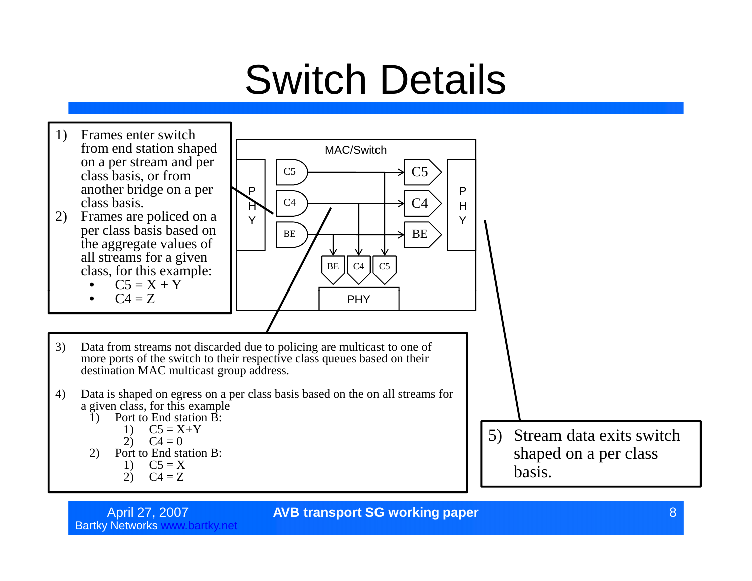# Switch Details

1) Frames enter switch from end station shaped on a per stream and per class basis, or from another bridge on a per class basis.
2) Frames are policed on a per class basis based on the aggregate values of all streams for a given class, for this example:
   - C5 = X + Y
   - C4 = Z

MAC/Switch

PHY

C5 · C4 · BE

C5 · C4 · BE

BE · C4 · C5

PHY

PHY

3) Data from streams not discarded due to policing are multicast to one of more ports of the switch to their respective class queues based on their destination MAC multicast group address.

4) Data is shaped on egress on a per class basis based on the on all streams for a given class, for this example
   1) Port to End station B:
      1) C5 = X+Y
      2) C4 = 0
   2) Port to End station B:
      1) C5 = X
      2) C4 = Z

5) Stream data exits switch shaped on a per class basis.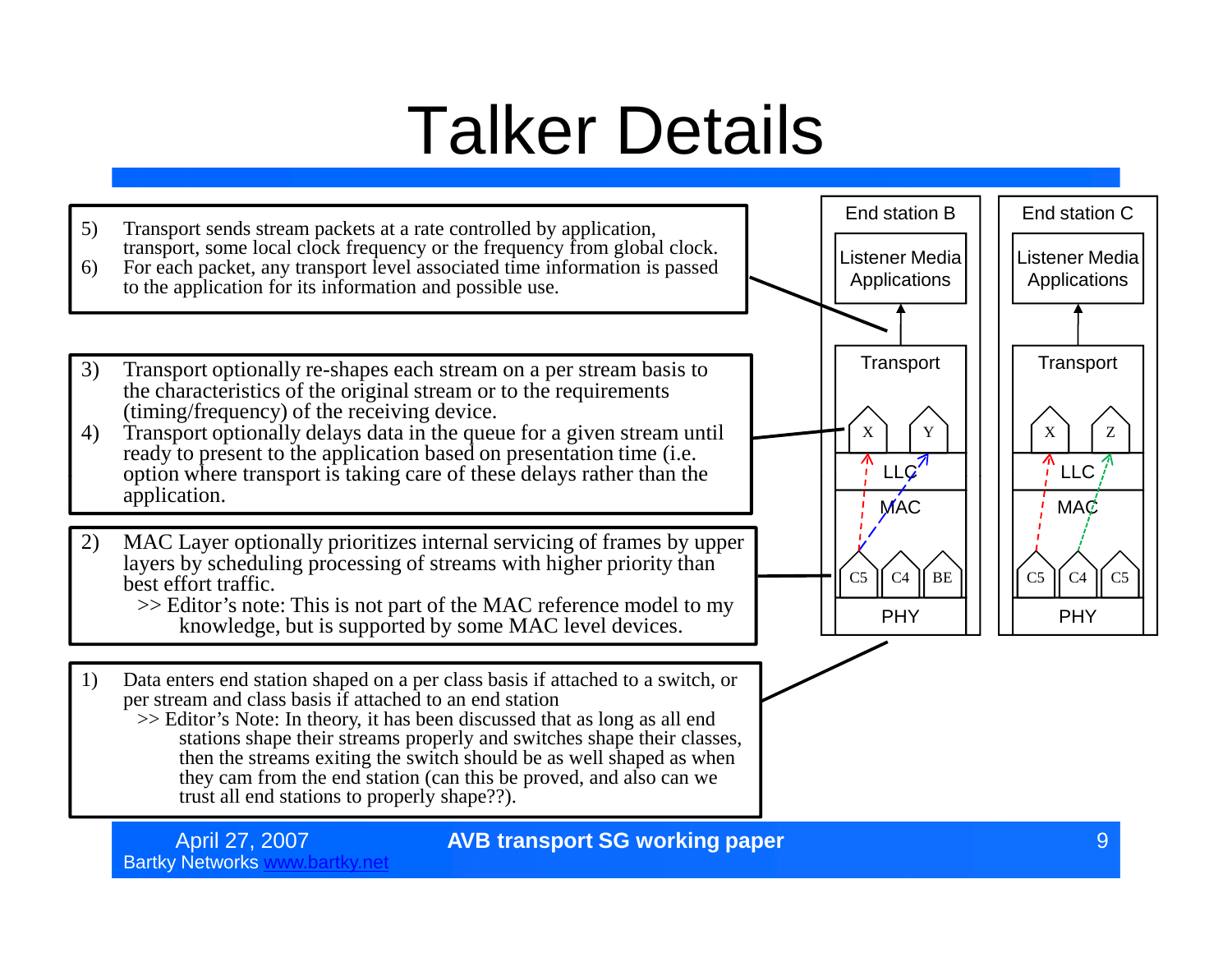# Talker Details

5) Transport sends stream packets at a rate controlled by application, transport, some local clock frequency or the frequency from global clock.
6) For each packet, any transport level associated time information is passed to the application for its information and possible use.

3) Transport optionally re-shapes each stream on a per stream basis to the characteristics of the original stream or to the requirements (timing/frequency) of the receiving device.
4) Transport optionally delays data in the queue for a given stream until ready to present to the application based on presentation time (i.e. option where transport is taking care of these delays rather than the application.

2) MAC Layer optionally prioritizes internal servicing of frames by upper layers by scheduling processing of streams with higher priority than best effort traffic.
   >> Editor's note: This is not part of the MAC reference model to my knowledge, but is supported by some MAC level devices.

1) Data enters end station shaped on a per class basis if attached to a switch, or per stream and class basis if attached to an end station
   >> Editor's Note: In theory, it has been discussed that as long as all end stations shape their streams properly and switches shape their classes, then the streams exiting the switch should be as well shaped as when they cam from the end station (can this be proved, and also can we trust all end stations to properly shape??).

End station B: Listener Media Applications; Transport (X, Y); LLC; MAC (C5, C4, BE); PHY

End station C: Listener Media Applications; Transport (X, Z); LLC; MAC (C5, C4, C5); PHY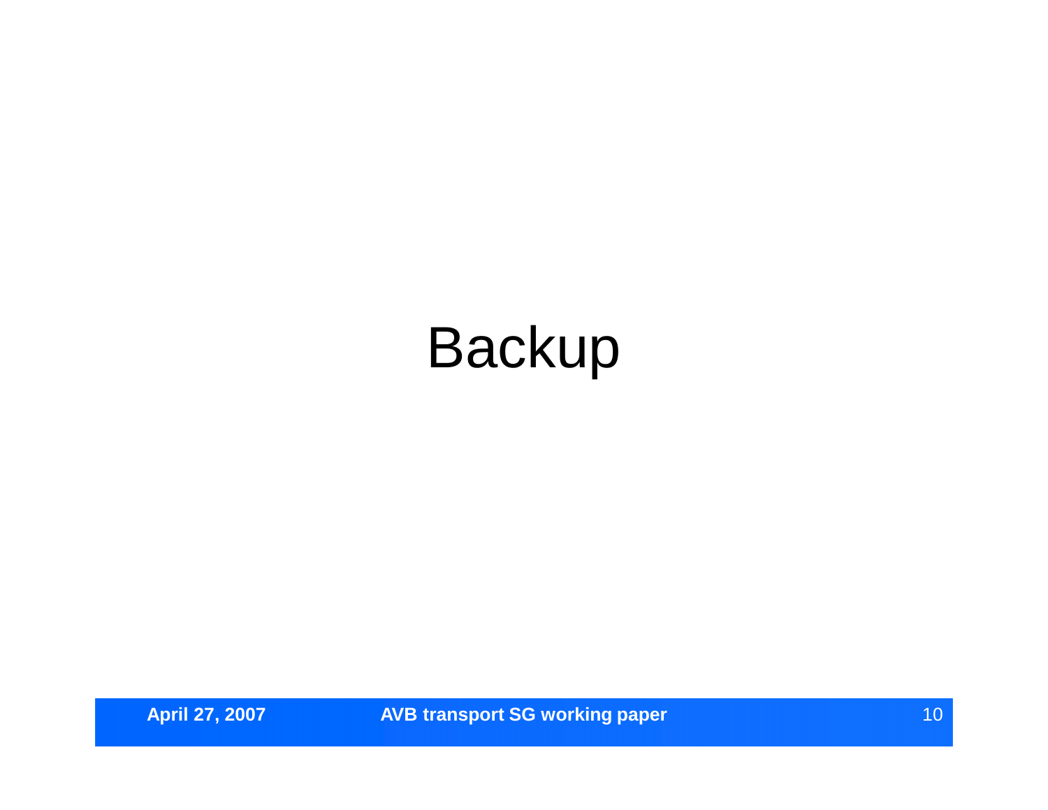# Backup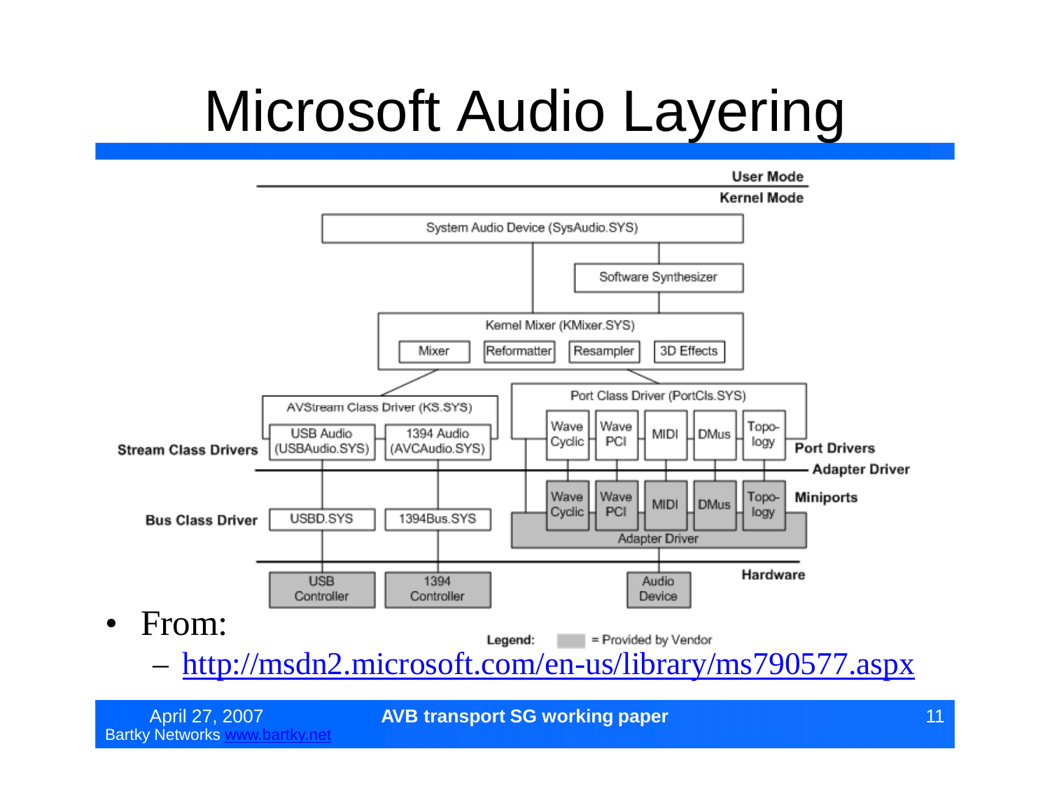# Microsoft Audio Layering

User Mode

Kernel Mode

System Audio Device (SysAudio.SYS)

Software Synthesizer

Kernel Mixer (KMixer.SYS)

Mixer | Reformatter | Resampler | 3D Effects

AVStream Class Driver (KS.SYS)

USB Audio (USBAudio.SYS) | 1394 Audio (AVCAudio.SYS)

Port Class Driver (PortCls.SYS)

Wave Cyclic | Wave PCI | MIDI | DMus | Topology

**Stream Class Drivers**

**Port Drivers**

**Adapter Driver**

Wave Cyclic | Wave PCI | MIDI | DMus | Topology

**Miniports**

Adapter Driver

**Bus Class Driver**

USBD.SYS | 1394Bus.SYS

**Hardware**

USB Controller | 1394 Controller | Audio Device

**Legend:** = Provided by Vendor

- From:
  - http://msdn2.microsoft.com/en-us/library/ms790577.aspx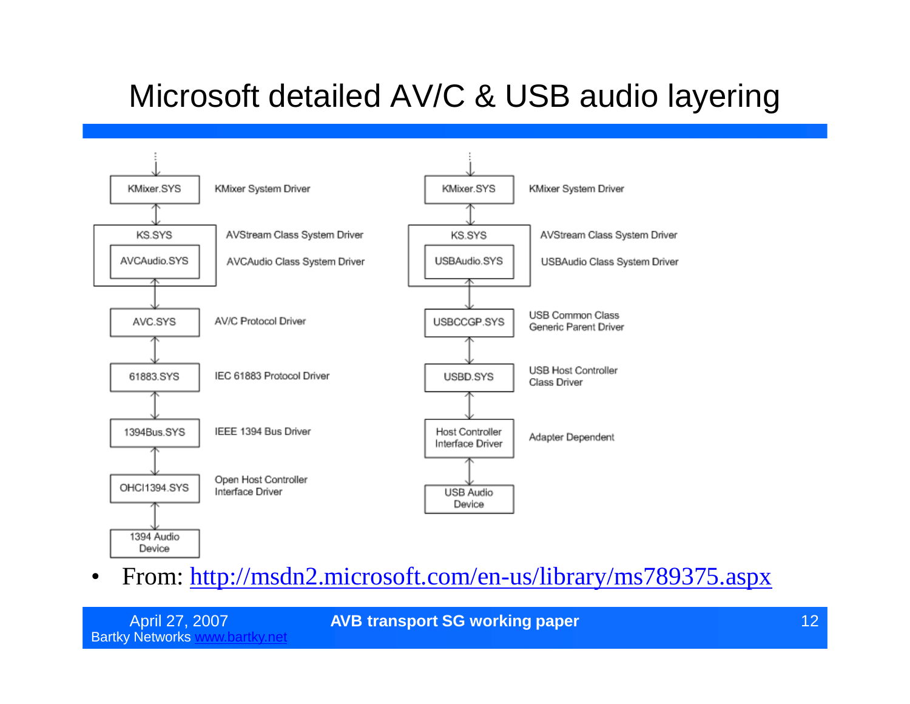# Microsoft detailed AV/C & USB audio layering

KMixer.SYS — KMixer System Driver

KS.SYS — AVStream Class System Driver

AVCAudio.SYS — AVCAudio Class System Driver

AVC.SYS — AV/C Protocol Driver

61883.SYS — IEC 61883 Protocol Driver

1394Bus.SYS — IEEE 1394 Bus Driver

OHCI1394.SYS — Open Host Controller Interface Driver

1394 Audio Device

KMixer.SYS — KMixer System Driver

KS.SYS — AVStream Class System Driver

USBAudio.SYS — USBAudio Class System Driver

USBCCGP.SYS — USB Common Class Generic Parent Driver

USBD.SYS — USB Host Controller Class Driver

Host Controller Interface Driver — Adapter Dependent

USB Audio Device

- From: http://msdn2.microsoft.com/en-us/library/ms789375.aspx